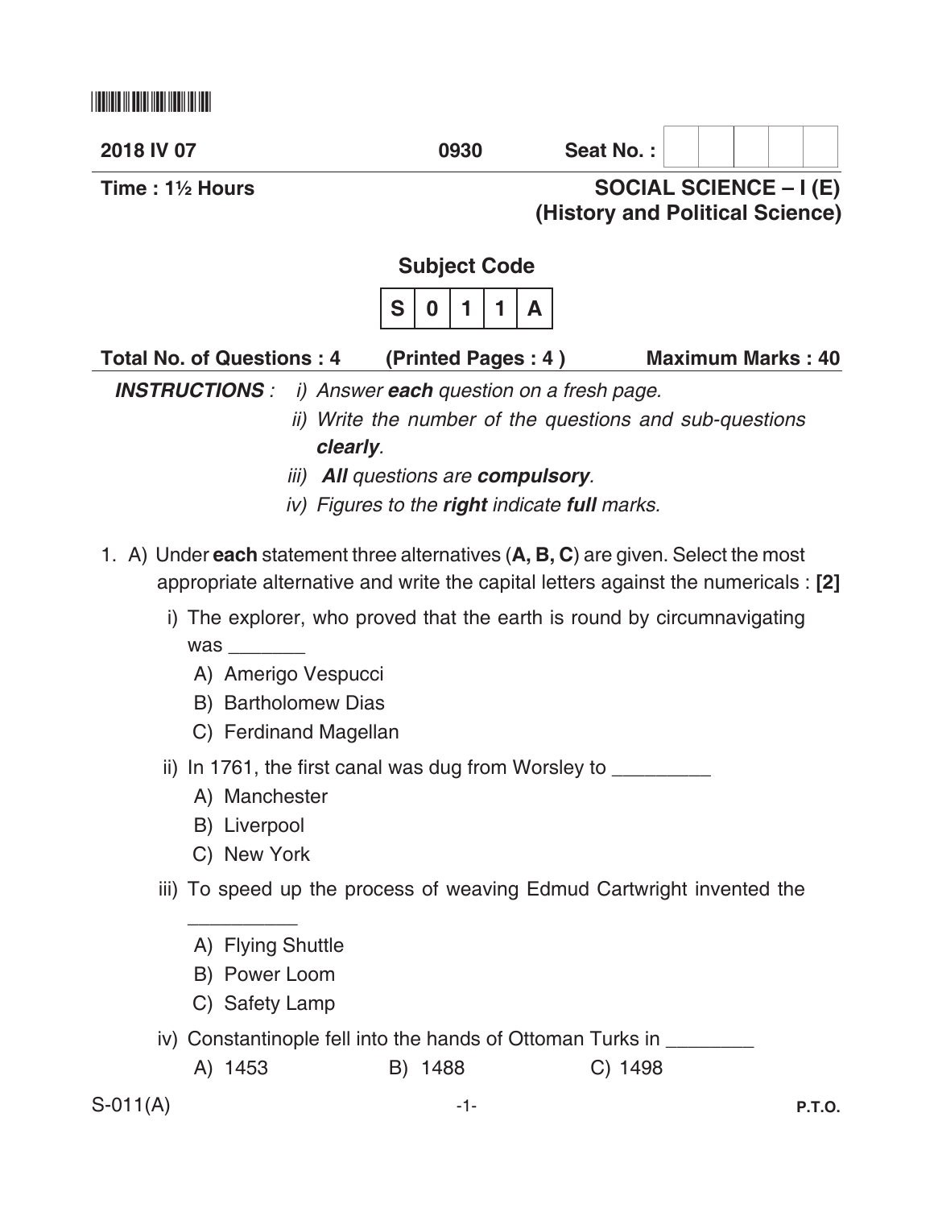2018 IV 07 | 0930 | Seat No. :

Time : 1½ Hours

**SOCIAL SCIENCE – I (E)**
**(History and Political Science)**

**Subject Code**

| S | 0 | 1 | 1 | A |
|---|---|---|---|---|

**Total No. of Questions : 4** **(Printed Pages : 4 )** **Maximum Marks : 40**

***INSTRUCTIONS*** : *i) Answer **each** question on a fresh page.*

*ii) Write the number of the questions and sub-questions **clearly**.*

*iii) **All** questions are **compulsory**.*

*iv) Figures to the **right** indicate **full** marks.*

1\. A) Under **each** statement three alternatives (**A, B, C**) are given. Select the most appropriate alternative and write the capital letters against the numericals : **[2]**

i) The explorer, who proved that the earth is round by circumnavigating was _______

A) Amerigo Vespucci

B) Bartholomew Dias

C) Ferdinand Magellan

ii) In 1761, the first canal was dug from Worsley to _________

A) Manchester

B) Liverpool

C) New York

iii) To speed up the process of weaving Edmud Cartwright invented the __________

A) Flying Shuttle

B) Power Loom

C) Safety Lamp

iv) Constantinople fell into the hands of Ottoman Turks in ________

A) 1453 B) 1488 C) 1498

S-011(A)

P.T.O.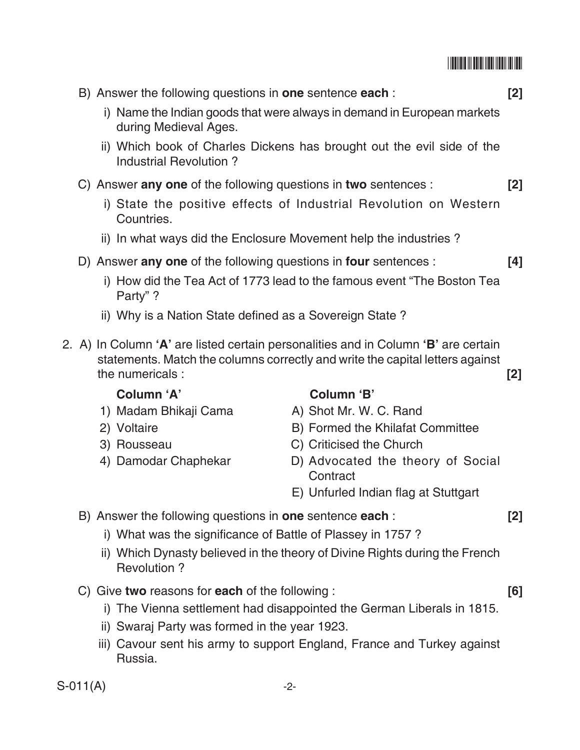B) Answer the following questions in **one** sentence **each** : **[2]**

i) Name the Indian goods that were always in demand in European markets during Medieval Ages.

ii) Which book of Charles Dickens has brought out the evil side of the Industrial Revolution ?

C) Answer **any one** of the following questions in **two** sentences : **[2]**

i) State the positive effects of Industrial Revolution on Western Countries.

ii) In what ways did the Enclosure Movement help the industries ?

D) Answer **any one** of the following questions in **four** sentences : **[4]**

i) How did the Tea Act of 1773 lead to the famous event "The Boston Tea Party" ?

ii) Why is a Nation State defined as a Sovereign State ?

2. A) In Column **'A'** are listed certain personalities and in Column **'B'** are certain statements. Match the columns correctly and write the capital letters against the numericals : **[2]**

| **Column 'A'** | **Column 'B'** |
|---|---|
| 1) Madam Bhikaji Cama | A) Shot Mr. W. C. Rand |
| 2) Voltaire | B) Formed the Khilafat Committee |
| 3) Rousseau | C) Criticised the Church |
| 4) Damodar Chaphekar | D) Advocated the theory of Social Contract |
| | E) Unfurled Indian flag at Stuttgart |

B) Answer the following questions in **one** sentence **each** : **[2]**

i) What was the significance of Battle of Plassey in 1757 ?

ii) Which Dynasty believed in the theory of Divine Rights during the French Revolution ?

C) Give **two** reasons for **each** of the following : **[6]**

i) The Vienna settlement had disappointed the German Liberals in 1815.

ii) Swaraj Party was formed in the year 1923.

iii) Cavour sent his army to support England, France and Turkey against Russia.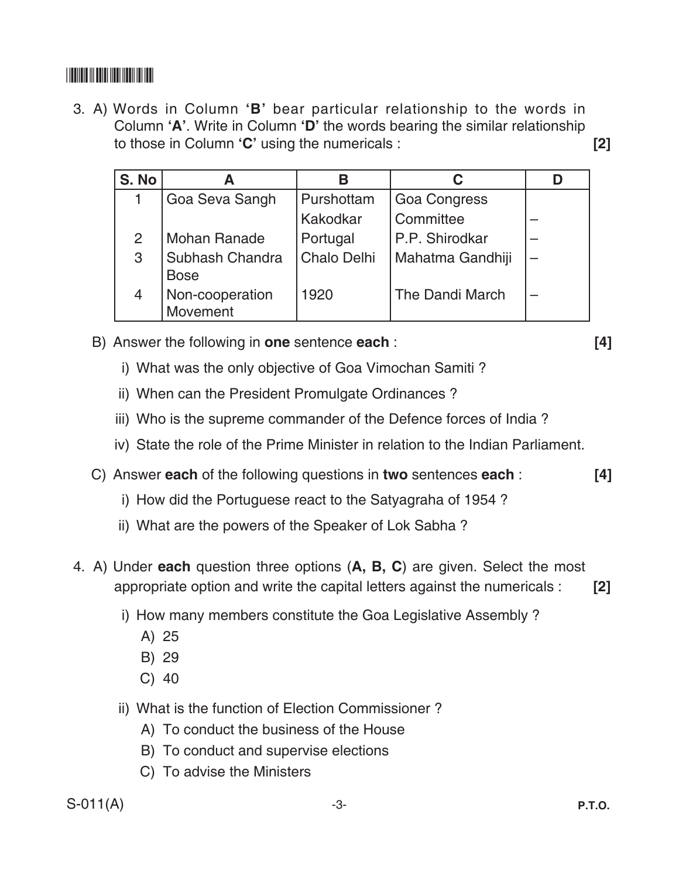3. A) Words in Column **'B'** bear particular relationship to the words in Column **'A'**. Write in Column **'D'** the words bearing the similar relationship to those in Column **'C'** using the numericals : **[2]**

| S. No | A | B | C | D |
|---|---|---|---|---|
| 1 | Goa Seva Sangh | Purshottam Kakodkar | Goa Congress Committee | – |
| 2 | Mohan Ranade | Portugal | P.P. Shirodkar | – |
| 3 | Subhash Chandra Bose | Chalo Delhi | Mahatma Gandhiji | – |
| 4 | Non-cooperation Movement | 1920 | The Dandi March | – |

B) Answer the following in **one** sentence **each** : **[4]**

i) What was the only objective of Goa Vimochan Samiti ?

ii) When can the President Promulgate Ordinances ?

iii) Who is the supreme commander of the Defence forces of India ?

iv) State the role of the Prime Minister in relation to the Indian Parliament.

C) Answer **each** of the following questions in **two** sentences **each** : **[4]**

i) How did the Portuguese react to the Satyagraha of 1954 ?

ii) What are the powers of the Speaker of Lok Sabha ?

4. A) Under **each** question three options (**A, B, C**) are given. Select the most appropriate option and write the capital letters against the numericals : **[2]**

i) How many members constitute the Goa Legislative Assembly ?

A) 25

B) 29

C) 40

ii) What is the function of Election Commissioner ?

A) To conduct the business of the House

B) To conduct and supervise elections

C) To advise the Ministers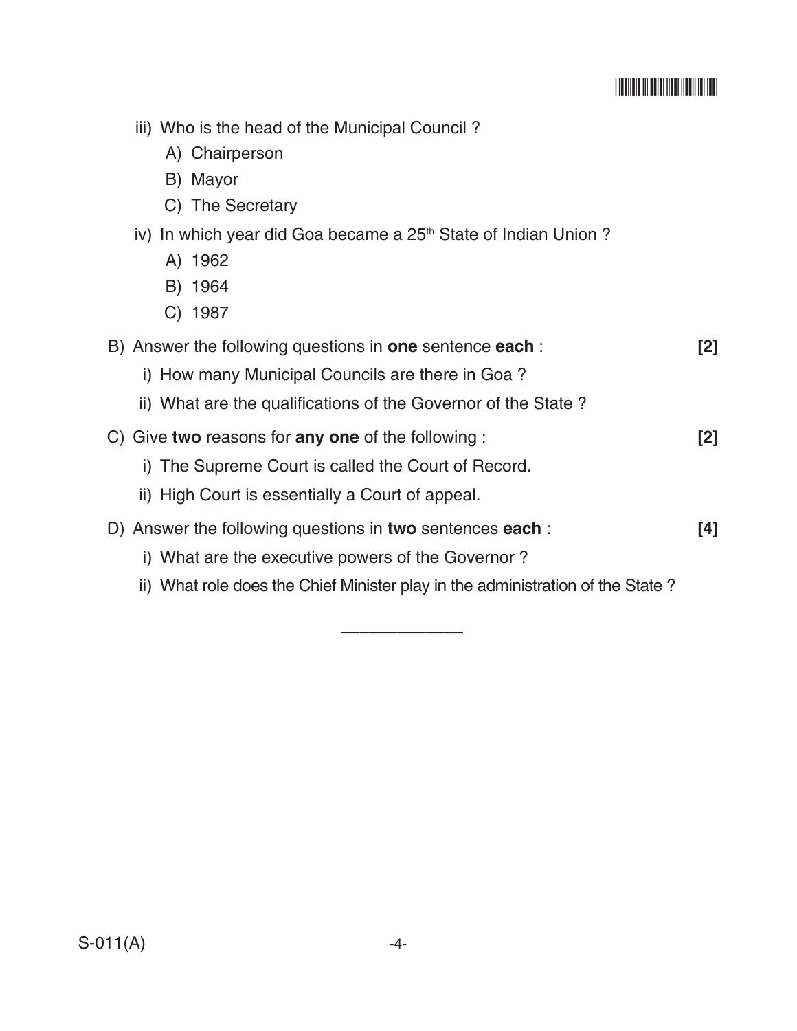iii) Who is the head of the Municipal Council ?

   A) Chairperson

   B) Mayor

   C) The Secretary

iv) In which year did Goa became a 25th State of Indian Union ?

   A) 1962

   B) 1964

   C) 1987

B) Answer the following questions in **one** sentence **each** : **[2]**

   i) How many Municipal Councils are there in Goa ?

   ii) What are the qualifications of the Governor of the State ?

C) Give **two** reasons for **any one** of the following : **[2]**

   i) The Supreme Court is called the Court of Record.

   ii) High Court is essentially a Court of appeal.

D) Answer the following questions in **two** sentences **each** : **[4]**

   i) What are the executive powers of the Governor ?

   ii) What role does the Chief Minister play in the administration of the State ?

---